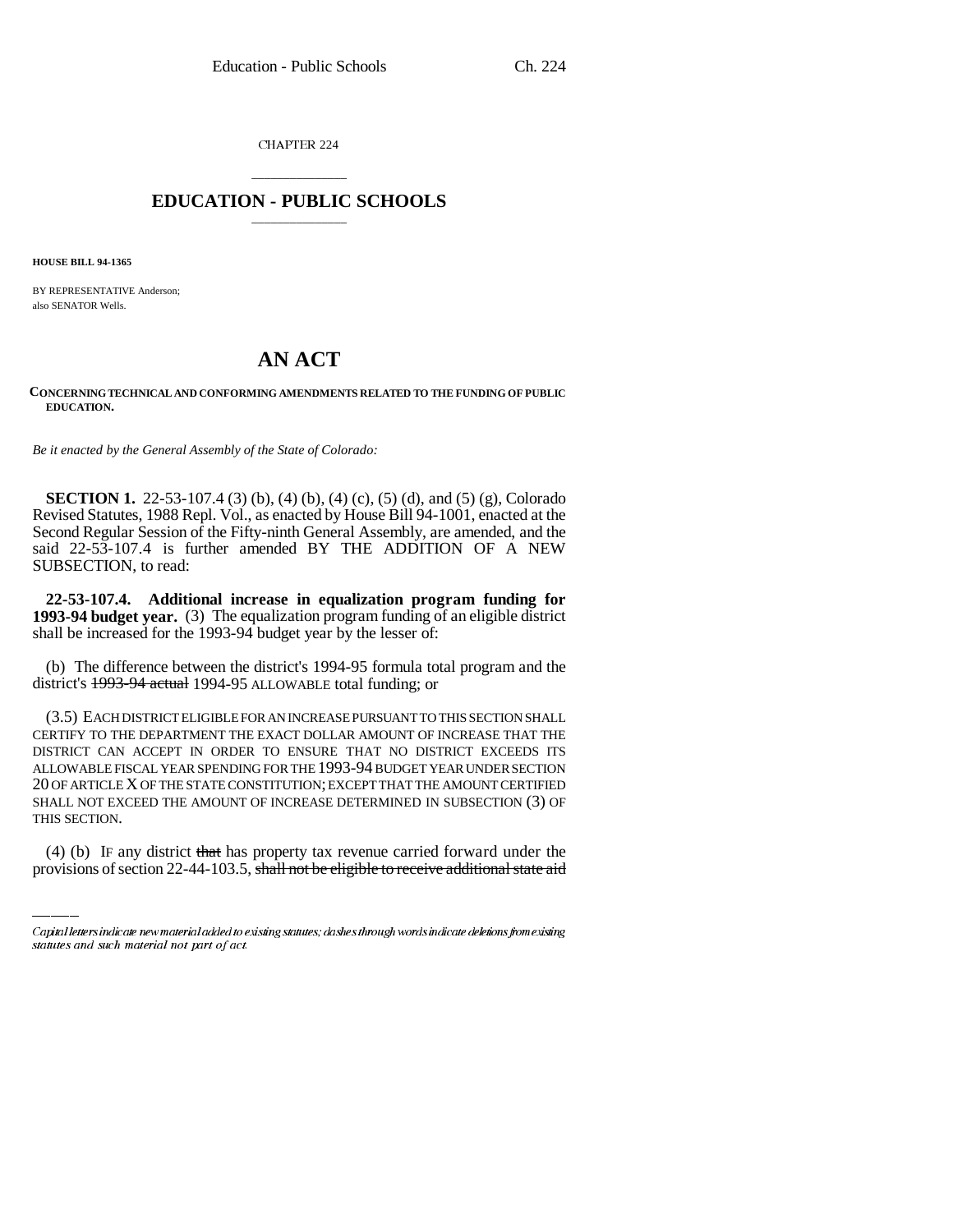CHAPTER 224

# EDUCATION - PUBLIC SCHOOLS

**HOUSE BILL 94-1365**

BY REPRESENTATIVE Anderson;
also SENATOR Wells.

# AN ACT

**CONCERNING TECHNICAL AND CONFORMING AMENDMENTS RELATED TO THE FUNDING OF PUBLIC EDUCATION.**

*Be it enacted by the General Assembly of the State of Colorado:*

**SECTION 1.** 22-53-107.4 (3) (b), (4) (b), (4) (c), (5) (d), and (5) (g), Colorado Revised Statutes, 1988 Repl. Vol., as enacted by House Bill 94-1001, enacted at the Second Regular Session of the Fifty-ninth General Assembly, are amended, and the said 22-53-107.4 is further amended BY THE ADDITION OF A NEW SUBSECTION, to read:

**22-53-107.4. Additional increase in equalization program funding for 1993-94 budget year.** (3) The equalization program funding of an eligible district shall be increased for the 1993-94 budget year by the lesser of:

(b) The difference between the district's 1994-95 formula total program and the district's ~~1993-94 actual~~ 1994-95 ALLOWABLE total funding; or

(3.5) EACH DISTRICT ELIGIBLE FOR AN INCREASE PURSUANT TO THIS SECTION SHALL CERTIFY TO THE DEPARTMENT THE EXACT DOLLAR AMOUNT OF INCREASE THAT THE DISTRICT CAN ACCEPT IN ORDER TO ENSURE THAT NO DISTRICT EXCEEDS ITS ALLOWABLE FISCAL YEAR SPENDING FOR THE 1993-94 BUDGET YEAR UNDER SECTION 20 OF ARTICLE X OF THE STATE CONSTITUTION; EXCEPT THAT THE AMOUNT CERTIFIED SHALL NOT EXCEED THE AMOUNT OF INCREASE DETERMINED IN SUBSECTION (3) OF THIS SECTION.

(4) (b) IF any district ~~that~~ has property tax revenue carried forward under the provisions of section 22-44-103.5, ~~shall not be eligible to receive additional state aid~~

Capital letters indicate new material added to existing statutes; dashes through words indicate deletions from existing statutes and such material not part of act.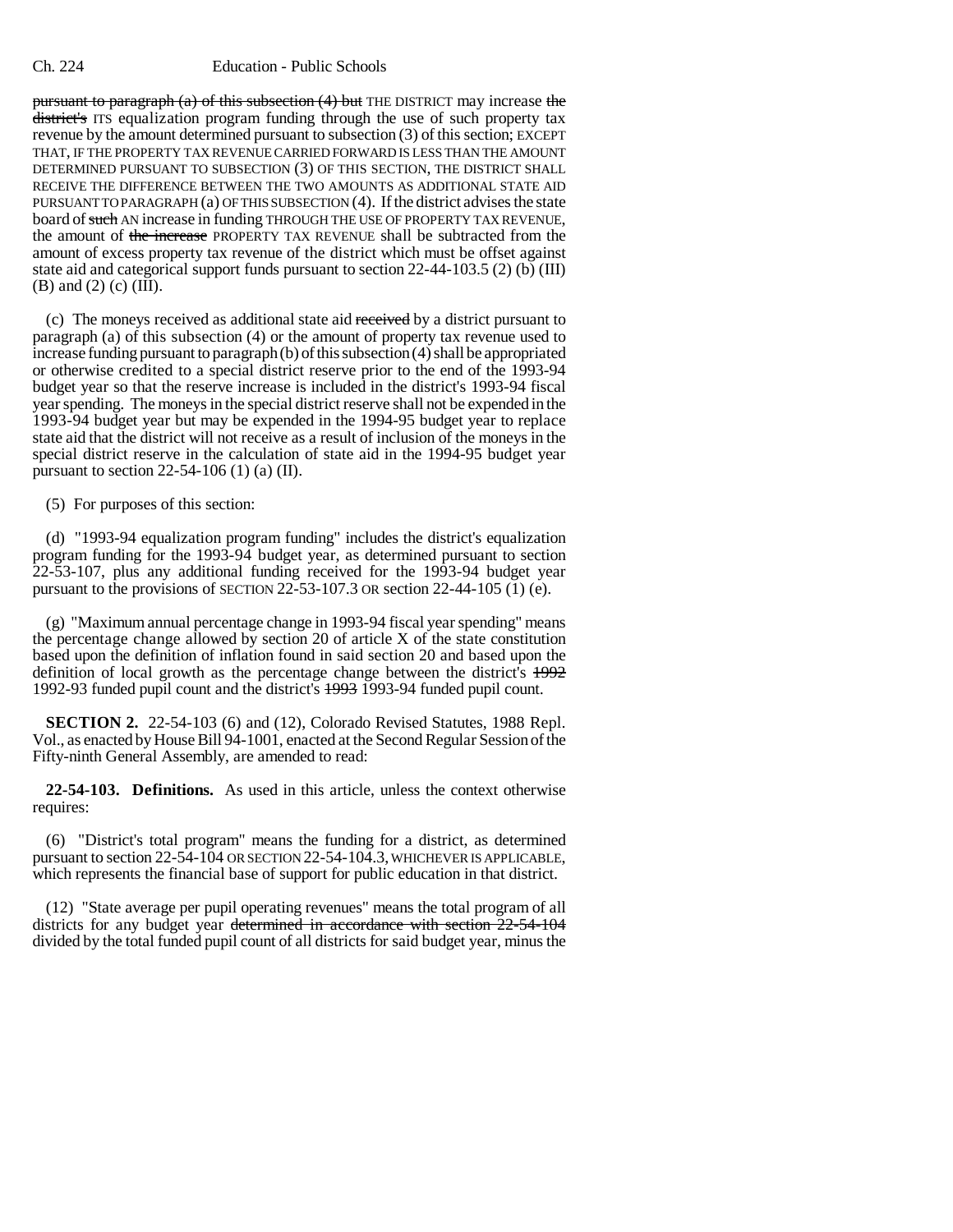pursuant to paragraph (a) of this subsection (4) but THE DISTRICT may increase the district's ITS equalization program funding through the use of such property tax revenue by the amount determined pursuant to subsection (3) of this section; EXCEPT THAT, IF THE PROPERTY TAX REVENUE CARRIED FORWARD IS LESS THAN THE AMOUNT DETERMINED PURSUANT TO SUBSECTION (3) OF THIS SECTION, THE DISTRICT SHALL RECEIVE THE DIFFERENCE BETWEEN THE TWO AMOUNTS AS ADDITIONAL STATE AID PURSUANT TO PARAGRAPH (a) OF THIS SUBSECTION (4). If the district advises the state board of such AN increase in funding THROUGH THE USE OF PROPERTY TAX REVENUE, the amount of the increase PROPERTY TAX REVENUE shall be subtracted from the amount of excess property tax revenue of the district which must be offset against state aid and categorical support funds pursuant to section 22-44-103.5 (2) (b) (III) (B) and (2) (c) (III).

(c) The moneys received as additional state aid received by a district pursuant to paragraph (a) of this subsection (4) or the amount of property tax revenue used to increase funding pursuant to paragraph (b) of this subsection (4) shall be appropriated or otherwise credited to a special district reserve prior to the end of the 1993-94 budget year so that the reserve increase is included in the district's 1993-94 fiscal year spending. The moneys in the special district reserve shall not be expended in the 1993-94 budget year but may be expended in the 1994-95 budget year to replace state aid that the district will not receive as a result of inclusion of the moneys in the special district reserve in the calculation of state aid in the 1994-95 budget year pursuant to section 22-54-106 (1) (a) (II).

(5) For purposes of this section:

(d) "1993-94 equalization program funding" includes the district's equalization program funding for the 1993-94 budget year, as determined pursuant to section 22-53-107, plus any additional funding received for the 1993-94 budget year pursuant to the provisions of SECTION 22-53-107.3 OR section 22-44-105 (1) (e).

(g) "Maximum annual percentage change in 1993-94 fiscal year spending" means the percentage change allowed by section 20 of article X of the state constitution based upon the definition of inflation found in said section 20 and based upon the definition of local growth as the percentage change between the district's 1992 1992-93 funded pupil count and the district's 1993 1993-94 funded pupil count.

**SECTION 2.** 22-54-103 (6) and (12), Colorado Revised Statutes, 1988 Repl. Vol., as enacted by House Bill 94-1001, enacted at the Second Regular Session of the Fifty-ninth General Assembly, are amended to read:

**22-54-103. Definitions.** As used in this article, unless the context otherwise requires:

(6) "District's total program" means the funding for a district, as determined pursuant to section 22-54-104 OR SECTION 22-54-104.3, WHICHEVER IS APPLICABLE, which represents the financial base of support for public education in that district.

(12) "State average per pupil operating revenues" means the total program of all districts for any budget year determined in accordance with section 22-54-104 divided by the total funded pupil count of all districts for said budget year, minus the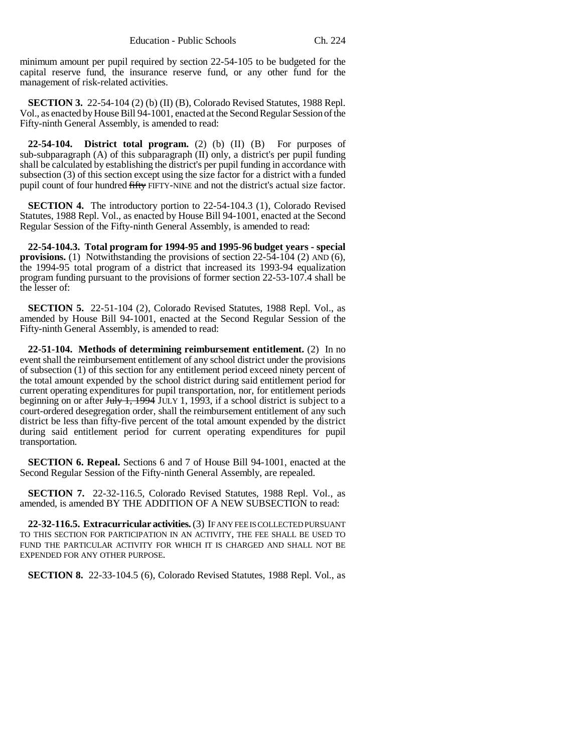minimum amount per pupil required by section 22-54-105 to be budgeted for the capital reserve fund, the insurance reserve fund, or any other fund for the management of risk-related activities.

**SECTION 3.** 22-54-104 (2) (b) (II) (B), Colorado Revised Statutes, 1988 Repl. Vol., as enacted by House Bill 94-1001, enacted at the Second Regular Session of the Fifty-ninth General Assembly, is amended to read:

**22-54-104. District total program.** (2) (b) (II) (B) For purposes of sub-subparagraph (A) of this subparagraph (II) only, a district's per pupil funding shall be calculated by establishing the district's per pupil funding in accordance with subsection (3) of this section except using the size factor for a district with a funded pupil count of four hundred ~~fifty~~ FIFTY-NINE and not the district's actual size factor.

**SECTION 4.** The introductory portion to 22-54-104.3 (1), Colorado Revised Statutes, 1988 Repl. Vol., as enacted by House Bill 94-1001, enacted at the Second Regular Session of the Fifty-ninth General Assembly, is amended to read:

**22-54-104.3. Total program for 1994-95 and 1995-96 budget years - special provisions.** (1) Notwithstanding the provisions of section 22-54-104 (2) AND (6), the 1994-95 total program of a district that increased its 1993-94 equalization program funding pursuant to the provisions of former section 22-53-107.4 shall be the lesser of:

**SECTION 5.** 22-51-104 (2), Colorado Revised Statutes, 1988 Repl. Vol., as amended by House Bill 94-1001, enacted at the Second Regular Session of the Fifty-ninth General Assembly, is amended to read:

**22-51-104. Methods of determining reimbursement entitlement.** (2) In no event shall the reimbursement entitlement of any school district under the provisions of subsection (1) of this section for any entitlement period exceed ninety percent of the total amount expended by the school district during said entitlement period for current operating expenditures for pupil transportation, nor, for entitlement periods beginning on or after ~~July 1, 1994~~ JULY 1, 1993, if a school district is subject to a court-ordered desegregation order, shall the reimbursement entitlement of any such district be less than fifty-five percent of the total amount expended by the district during said entitlement period for current operating expenditures for pupil transportation.

**SECTION 6. Repeal.** Sections 6 and 7 of House Bill 94-1001, enacted at the Second Regular Session of the Fifty-ninth General Assembly, are repealed.

**SECTION 7.** 22-32-116.5, Colorado Revised Statutes, 1988 Repl. Vol., as amended, is amended BY THE ADDITION OF A NEW SUBSECTION to read:

**22-32-116.5. Extracurricular activities.** (3) IF ANY FEE IS COLLECTED PURSUANT TO THIS SECTION FOR PARTICIPATION IN AN ACTIVITY, THE FEE SHALL BE USED TO FUND THE PARTICULAR ACTIVITY FOR WHICH IT IS CHARGED AND SHALL NOT BE EXPENDED FOR ANY OTHER PURPOSE.

**SECTION 8.** 22-33-104.5 (6), Colorado Revised Statutes, 1988 Repl. Vol., as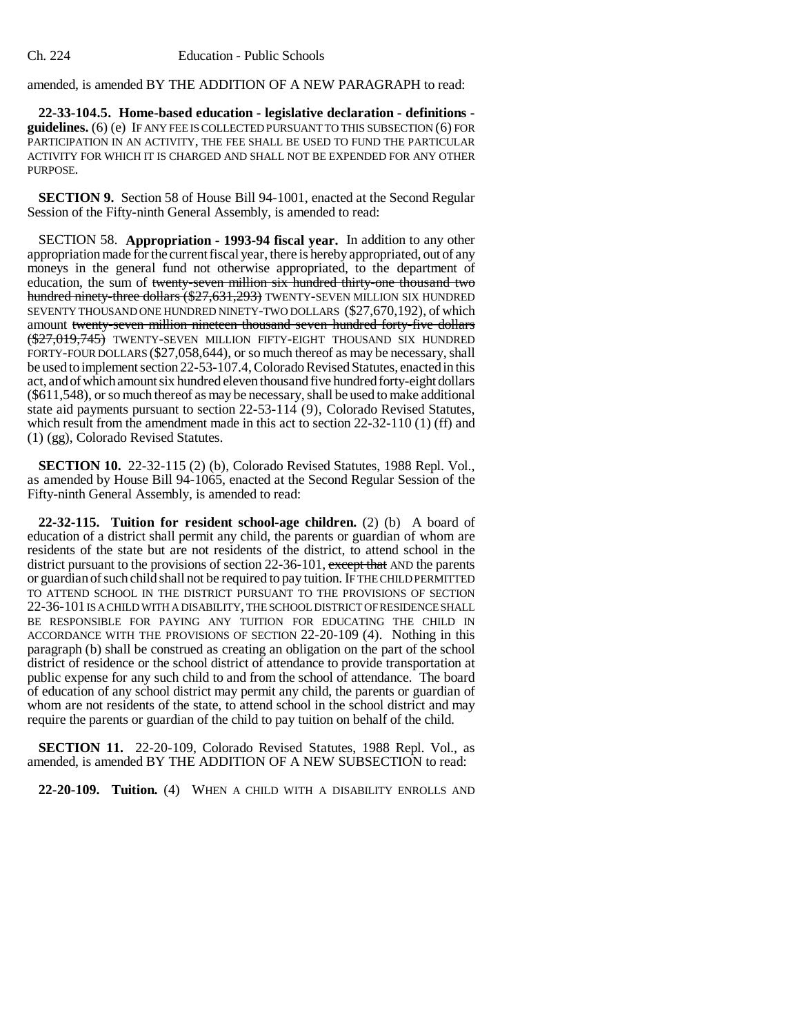amended, is amended BY THE ADDITION OF A NEW PARAGRAPH to read:

**22-33-104.5. Home-based education - legislative declaration - definitions - guidelines.** (6) (e) IF ANY FEE IS COLLECTED PURSUANT TO THIS SUBSECTION (6) FOR PARTICIPATION IN AN ACTIVITY, THE FEE SHALL BE USED TO FUND THE PARTICULAR ACTIVITY FOR WHICH IT IS CHARGED AND SHALL NOT BE EXPENDED FOR ANY OTHER PURPOSE.

**SECTION 9.** Section 58 of House Bill 94-1001, enacted at the Second Regular Session of the Fifty-ninth General Assembly, is amended to read:

SECTION 58. **Appropriation - 1993-94 fiscal year.** In addition to any other appropriation made for the current fiscal year, there is hereby appropriated, out of any moneys in the general fund not otherwise appropriated, to the department of education, the sum of ~~twenty-seven million six hundred thirty-one thousand two hundred ninety-three dollars ($27,631,293)~~ TWENTY-SEVEN MILLION SIX HUNDRED SEVENTY THOUSAND ONE HUNDRED NINETY-TWO DOLLARS ($27,670,192), of which amount ~~twenty-seven million nineteen thousand seven hundred forty-five dollars ($27,019,745)~~ TWENTY-SEVEN MILLION FIFTY-EIGHT THOUSAND SIX HUNDRED FORTY-FOUR DOLLARS ($27,058,644), or so much thereof as may be necessary, shall be used to implement section 22-53-107.4, Colorado Revised Statutes, enacted in this act, and of which amount six hundred eleven thousand five hundred forty-eight dollars ($611,548), or so much thereof as may be necessary, shall be used to make additional state aid payments pursuant to section 22-53-114 (9), Colorado Revised Statutes, which result from the amendment made in this act to section 22-32-110 (1) (ff) and (1) (gg), Colorado Revised Statutes.

**SECTION 10.** 22-32-115 (2) (b), Colorado Revised Statutes, 1988 Repl. Vol., as amended by House Bill 94-1065, enacted at the Second Regular Session of the Fifty-ninth General Assembly, is amended to read:

**22-32-115. Tuition for resident school-age children.** (2) (b) A board of education of a district shall permit any child, the parents or guardian of whom are residents of the state but are not residents of the district, to attend school in the district pursuant to the provisions of section 22-36-101, ~~except that~~ AND the parents or guardian of such child shall not be required to pay tuition. IF THE CHILD PERMITTED TO ATTEND SCHOOL IN THE DISTRICT PURSUANT TO THE PROVISIONS OF SECTION 22-36-101 IS A CHILD WITH A DISABILITY, THE SCHOOL DISTRICT OF RESIDENCE SHALL BE RESPONSIBLE FOR PAYING ANY TUITION FOR EDUCATING THE CHILD IN ACCORDANCE WITH THE PROVISIONS OF SECTION 22-20-109 (4). Nothing in this paragraph (b) shall be construed as creating an obligation on the part of the school district of residence or the school district of attendance to provide transportation at public expense for any such child to and from the school of attendance. The board of education of any school district may permit any child, the parents or guardian of whom are not residents of the state, to attend school in the school district and may require the parents or guardian of the child to pay tuition on behalf of the child.

**SECTION 11.** 22-20-109, Colorado Revised Statutes, 1988 Repl. Vol., as amended, is amended BY THE ADDITION OF A NEW SUBSECTION to read:

**22-20-109. Tuition.** (4) WHEN A CHILD WITH A DISABILITY ENROLLS AND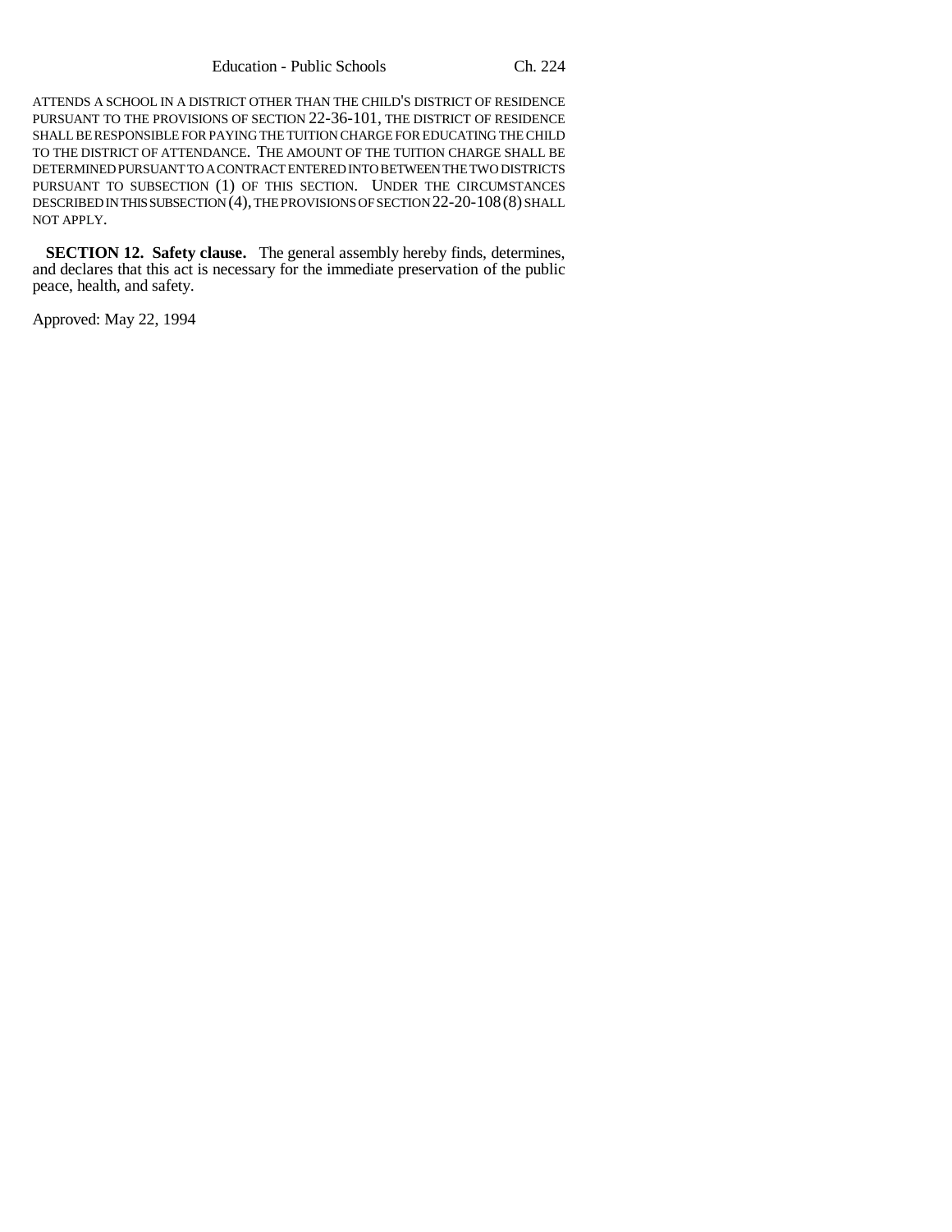ATTENDS A SCHOOL IN A DISTRICT OTHER THAN THE CHILD'S DISTRICT OF RESIDENCE PURSUANT TO THE PROVISIONS OF SECTION 22-36-101, THE DISTRICT OF RESIDENCE SHALL BE RESPONSIBLE FOR PAYING THE TUITION CHARGE FOR EDUCATING THE CHILD TO THE DISTRICT OF ATTENDANCE. THE AMOUNT OF THE TUITION CHARGE SHALL BE DETERMINED PURSUANT TO A CONTRACT ENTERED INTO BETWEEN THE TWO DISTRICTS PURSUANT TO SUBSECTION (1) OF THIS SECTION. UNDER THE CIRCUMSTANCES DESCRIBED IN THIS SUBSECTION (4), THE PROVISIONS OF SECTION 22-20-108 (8) SHALL NOT APPLY.

**SECTION 12. Safety clause.** The general assembly hereby finds, determines, and declares that this act is necessary for the immediate preservation of the public peace, health, and safety.

Approved: May 22, 1994